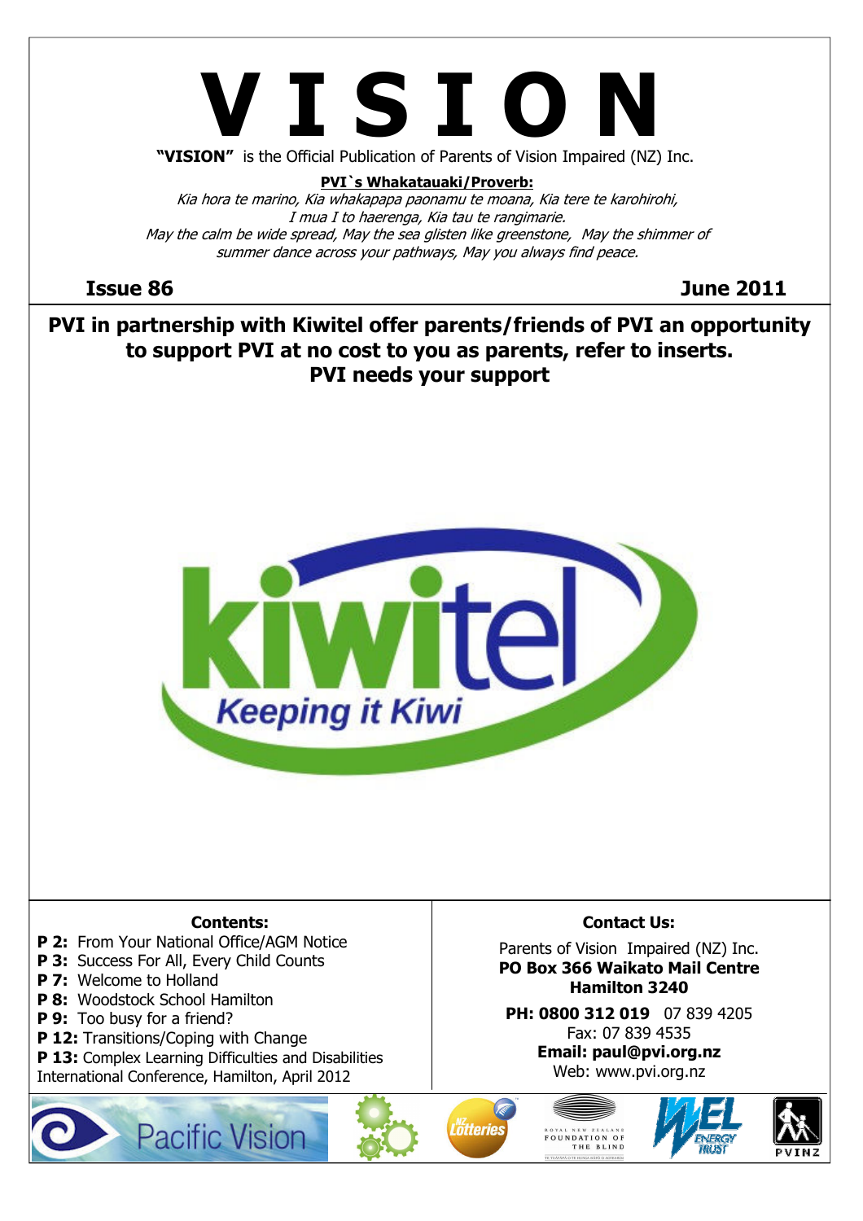# V I S I O N

**"VISION"** is the Official Publication of Parents of Vision Impaired (NZ) Inc.

**PVI`s Whakatauaki/Proverb:**

*Kia hora te marino, Kia whakapapa paonamu te moana, Kia tere te karohirohi,*
*I mua I to haerenga, Kia tau te rangimarie.*
*May the calm be wide spread, May the sea glisten like greenstone, May the shimmer of summer dance across your pathways, May you always find peace.*

**Issue 86** **June 2011**

## PVI in partnership with Kiwitel offer parents/friends of PVI an opportunity to support PVI at no cost to you as parents, refer to inserts. PVI needs your support

kiwitel
*Keeping it Kiwi*

**Contents:**

- **P 2:** From Your National Office/AGM Notice
- **P 3:** Success For All, Every Child Counts
- **P 7:** Welcome to Holland
- **P 8:** Woodstock School Hamilton
- **P 9:** Too busy for a friend?
- **P 12:** Transitions/Coping with Change
- **P 13:** Complex Learning Difficulties and Disabilities International Conference, Hamilton, April 2012

**Contact Us:**

Parents of Vision Impaired (NZ) Inc.
**PO Box 366 Waikato Mail Centre**
**Hamilton 3240**
**PH: 0800 312 019** 07 839 4205
Fax: 07 839 4535
**Email: paul@pvi.org.nz**
Web: www.pvi.org.nz

Pacific Vision | NZ Lotteries | Royal New Zealand Foundation of the Blind | WEL Energy Trust | PVINZ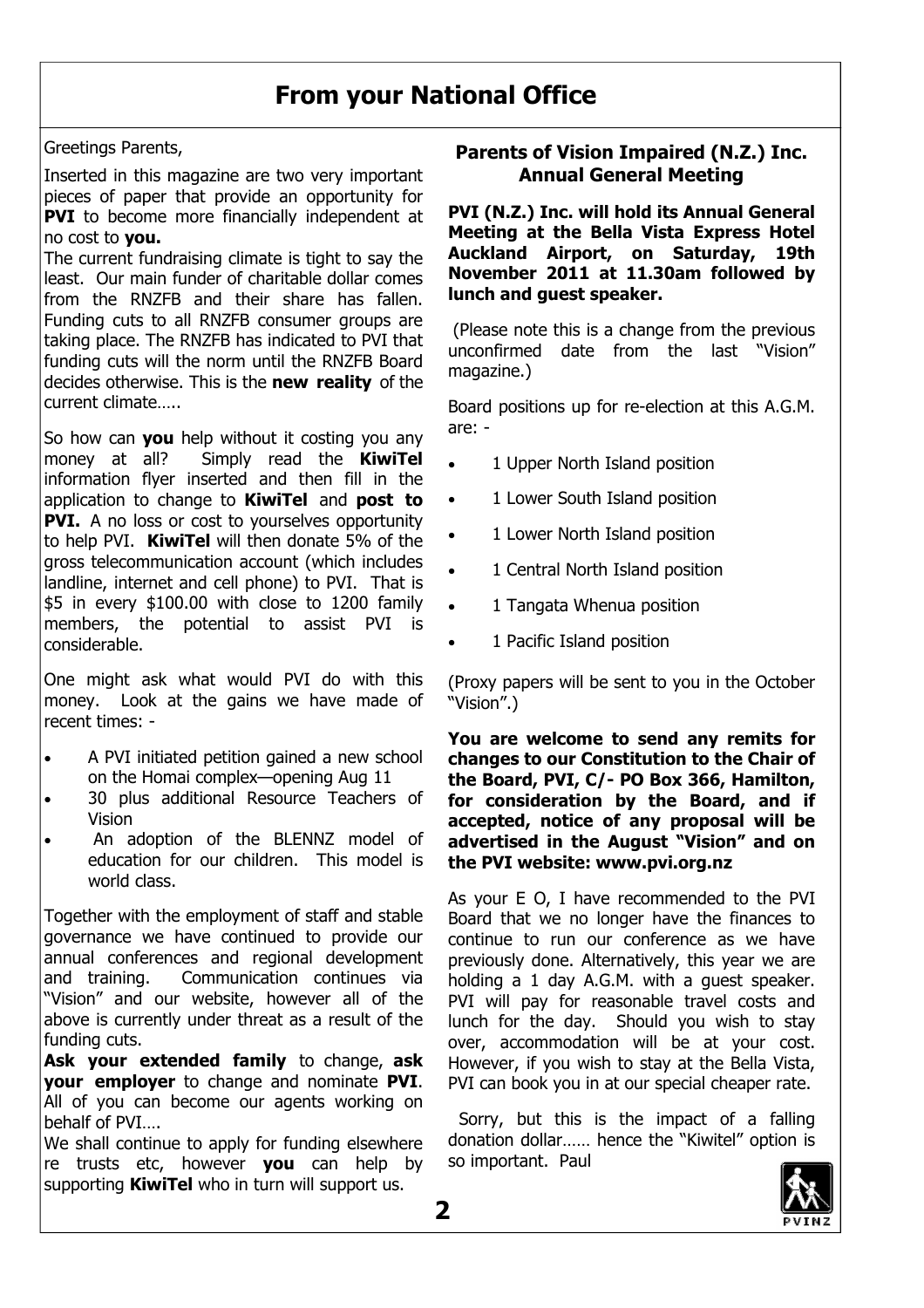# From your National Office

Greetings Parents,

Inserted in this magazine are two very important pieces of paper that provide an opportunity for **PVI** to become more financially independent at no cost to **you.**

The current fundraising climate is tight to say the least. Our main funder of charitable dollar comes from the RNZFB and their share has fallen. Funding cuts to all RNZFB consumer groups are taking place. The RNZFB has indicated to PVI that funding cuts will the norm until the RNZFB Board decides otherwise. This is the **new reality** of the current climate…..

So how can **you** help without it costing you any money at all? Simply read the **KiwiTel** information flyer inserted and then fill in the application to change to **KiwiTel** and **post to PVI.** A no loss or cost to yourselves opportunity to help PVI. **KiwiTel** will then donate 5% of the gross telecommunication account (which includes landline, internet and cell phone) to PVI. That is $5 in every $100.00 with close to 1200 family members, the potential to assist PVI is considerable.

One might ask what would PVI do with this money. Look at the gains we have made of recent times: -

- A PVI initiated petition gained a new school on the Homai complex—opening Aug 11
- 30 plus additional Resource Teachers of Vision
- An adoption of the BLENNZ model of education for our children. This model is world class.

Together with the employment of staff and stable governance we have continued to provide our annual conferences and regional development and training. Communication continues via "Vision" and our website, however all of the above is currently under threat as a result of the funding cuts.

**Ask your extended family** to change, **ask your employer** to change and nominate **PVI**. All of you can become our agents working on behalf of PVI….

We shall continue to apply for funding elsewhere re trusts etc, however **you** can help by supporting **KiwiTel** who in turn will support us.

### Parents of Vision Impaired (N.Z.) Inc. Annual General Meeting

**PVI (N.Z.) Inc. will hold its Annual General Meeting at the Bella Vista Express Hotel Auckland Airport, on Saturday, 19th November 2011 at 11.30am followed by lunch and guest speaker.**

(Please note this is a change from the previous unconfirmed date from the last "Vision" magazine.)

Board positions up for re-election at this A.G.M. are: -

- 1 Upper North Island position
- 1 Lower South Island position
- 1 Lower North Island position
- 1 Central North Island position
- 1 Tangata Whenua position
- 1 Pacific Island position

(Proxy papers will be sent to you in the October "Vision".)

**You are welcome to send any remits for changes to our Constitution to the Chair of the Board, PVI, C/- PO Box 366, Hamilton, for consideration by the Board, and if accepted, notice of any proposal will be advertised in the August "Vision" and on the PVI website: www.pvi.org.nz**

As your E O, I have recommended to the PVI Board that we no longer have the finances to continue to run our conference as we have previously done. Alternatively, this year we are holding a 1 day A.G.M. with a guest speaker. PVI will pay for reasonable travel costs and lunch for the day. Should you wish to stay over, accommodation will be at your cost. However, if you wish to stay at the Bella Vista, PVI can book you in at our special cheaper rate.

Sorry, but this is the impact of a falling donation dollar…… hence the "Kiwitel" option is so important. Paul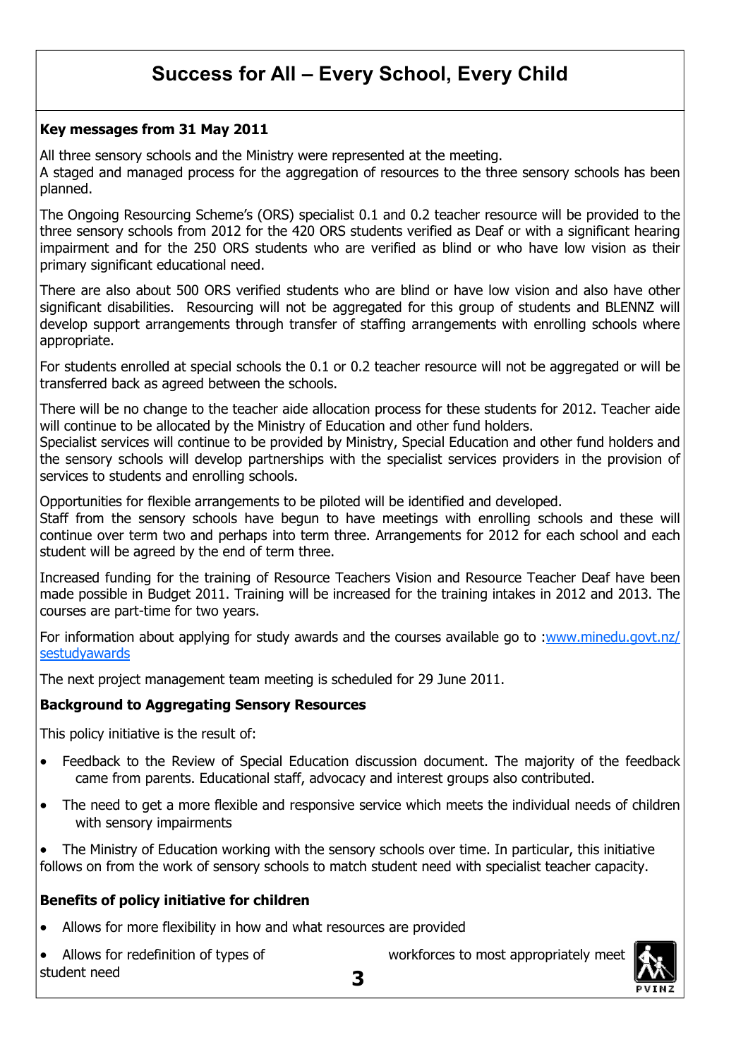# Success for All – Every School, Every Child

**Key messages from 31 May 2011**

All three sensory schools and the Ministry were represented at the meeting.
A staged and managed process for the aggregation of resources to the three sensory schools has been planned.

The Ongoing Resourcing Scheme's (ORS) specialist 0.1 and 0.2 teacher resource will be provided to the three sensory schools from 2012 for the 420 ORS students verified as Deaf or with a significant hearing impairment and for the 250 ORS students who are verified as blind or who have low vision as their primary significant educational need.

There are also about 500 ORS verified students who are blind or have low vision and also have other significant disabilities. Resourcing will not be aggregated for this group of students and BLENNZ will develop support arrangements through transfer of staffing arrangements with enrolling schools where appropriate.

For students enrolled at special schools the 0.1 or 0.2 teacher resource will not be aggregated or will be transferred back as agreed between the schools.

There will be no change to the teacher aide allocation process for these students for 2012. Teacher aide will continue to be allocated by the Ministry of Education and other fund holders.
Specialist services will continue to be provided by Ministry, Special Education and other fund holders and the sensory schools will develop partnerships with the specialist services providers in the provision of services to students and enrolling schools.

Opportunities for flexible arrangements to be piloted will be identified and developed.
Staff from the sensory schools have begun to have meetings with enrolling schools and these will continue over term two and perhaps into term three. Arrangements for 2012 for each school and each student will be agreed by the end of term three.

Increased funding for the training of Resource Teachers Vision and Resource Teacher Deaf have been made possible in Budget 2011. Training will be increased for the training intakes in 2012 and 2013. The courses are part-time for two years.

For information about applying for study awards and the courses available go to :www.minedu.govt.nz/sestudyawards

The next project management team meeting is scheduled for 29 June 2011.

**Background to Aggregating Sensory Resources**

This policy initiative is the result of:

- Feedback to the Review of Special Education discussion document. The majority of the feedback came from parents. Educational staff, advocacy and interest groups also contributed.
- The need to get a more flexible and responsive service which meets the individual needs of children with sensory impairments
- The Ministry of Education working with the sensory schools over time. In particular, this initiative follows on from the work of sensory schools to match student need with specialist teacher capacity.

**Benefits of policy initiative for children**

- Allows for more flexibility in how and what resources are provided
- Allows for redefinition of types of workforces to most appropriately meet student need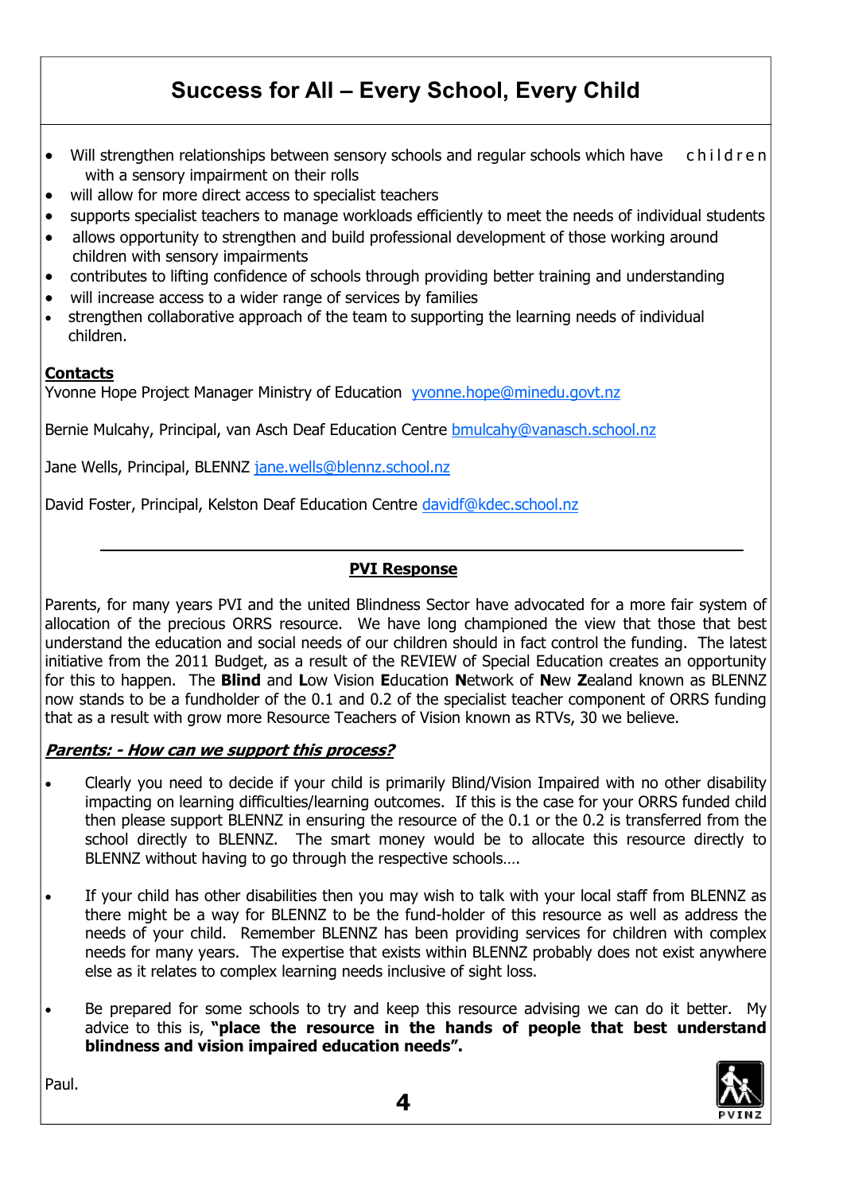## Success for All – Every School, Every Child

- Will strengthen relationships between sensory schools and regular schools which have children with a sensory impairment on their rolls
- will allow for more direct access to specialist teachers
- supports specialist teachers to manage workloads efficiently to meet the needs of individual students
- allows opportunity to strengthen and build professional development of those working around children with sensory impairments
- contributes to lifting confidence of schools through providing better training and understanding
- will increase access to a wider range of services by families
- strengthen collaborative approach of the team to supporting the learning needs of individual children.

**Contacts**

Yvonne Hope Project Manager Ministry of Education yvonne.hope@minedu.govt.nz

Bernie Mulcahy, Principal, van Asch Deaf Education Centre bmulcahy@vanasch.school.nz

Jane Wells, Principal, BLENNZ jane.wells@blennz.school.nz

David Foster, Principal, Kelston Deaf Education Centre davidf@kdec.school.nz

---

### PVI Response

Parents, for many years PVI and the united Blindness Sector have advocated for a more fair system of allocation of the precious ORRS resource. We have long championed the view that those that best understand the education and social needs of our children should in fact control the funding. The latest initiative from the 2011 Budget, as a result of the REVIEW of Special Education creates an opportunity for this to happen. The **Blind** and **L**ow Vision **E**ducation **N**etwork of **N**ew **Z**ealand known as BLENNZ now stands to be a fundholder of the 0.1 and 0.2 of the specialist teacher component of ORRS funding that as a result with grow more Resource Teachers of Vision known as RTVs, 30 we believe.

***Parents: - How can we support this process?***

- Clearly you need to decide if your child is primarily Blind/Vision Impaired with no other disability impacting on learning difficulties/learning outcomes. If this is the case for your ORRS funded child then please support BLENNZ in ensuring the resource of the 0.1 or the 0.2 is transferred from the school directly to BLENNZ. The smart money would be to allocate this resource directly to BLENNZ without having to go through the respective schools….

- If your child has other disabilities then you may wish to talk with your local staff from BLENNZ as there might be a way for BLENNZ to be the fund-holder of this resource as well as address the needs of your child. Remember BLENNZ has been providing services for children with complex needs for many years. The expertise that exists within BLENNZ probably does not exist anywhere else as it relates to complex learning needs inclusive of sight loss.

- Be prepared for some schools to try and keep this resource advising we can do it better. My advice to this is, **"place the resource in the hands of people that best understand blindness and vision impaired education needs".**

Paul.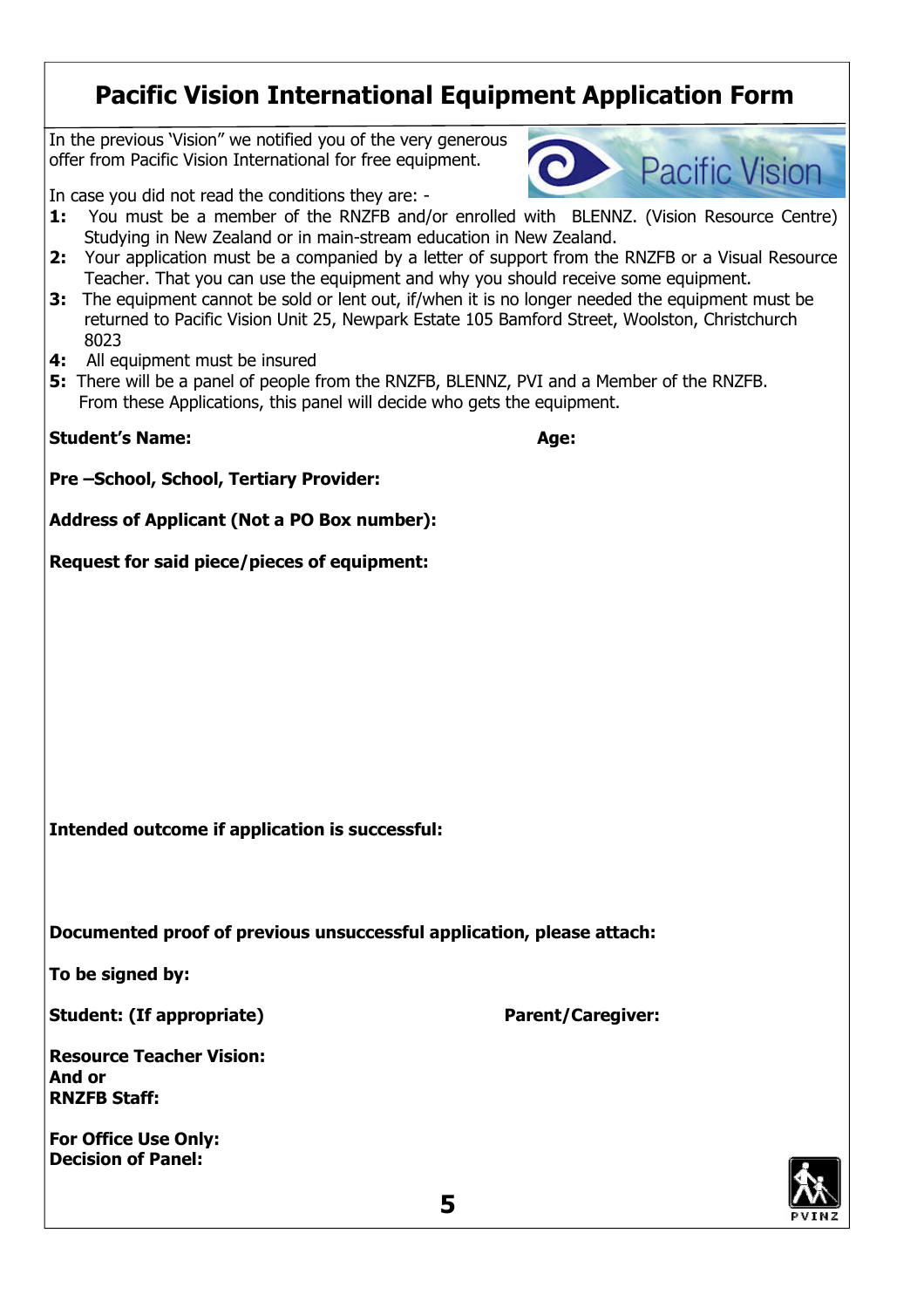# Pacific Vision International Equipment Application Form

In the previous 'Vision" we notified you of the very generous offer from Pacific Vision International for free equipment.

In case you did not read the conditions they are: -

**1:** You must be a member of the RNZFB and/or enrolled with BLENNZ. (Vision Resource Centre) Studying in New Zealand or in main-stream education in New Zealand.

**2:** Your application must be a companied by a letter of support from the RNZFB or a Visual Resource Teacher. That you can use the equipment and why you should receive some equipment.

**3:** The equipment cannot be sold or lent out, if/when it is no longer needed the equipment must be returned to Pacific Vision Unit 25, Newpark Estate 105 Bamford Street, Woolston, Christchurch 8023

**4:** All equipment must be insured

**5:** There will be a panel of people from the RNZFB, BLENNZ, PVI and a Member of the RNZFB. From these Applications, this panel will decide who gets the equipment.

**Student's Name:** **Age:**

**Pre –School, School, Tertiary Provider:**

**Address of Applicant (Not a PO Box number):**

**Request for said piece/pieces of equipment:**

**Intended outcome if application is successful:**

**Documented proof of previous unsuccessful application, please attach:**

**To be signed by:**

**Student: (If appropriate)** **Parent/Caregiver:**

**Resource Teacher Vision:**
**And or**
**RNZFB Staff:**

**For Office Use Only:**
**Decision of Panel:**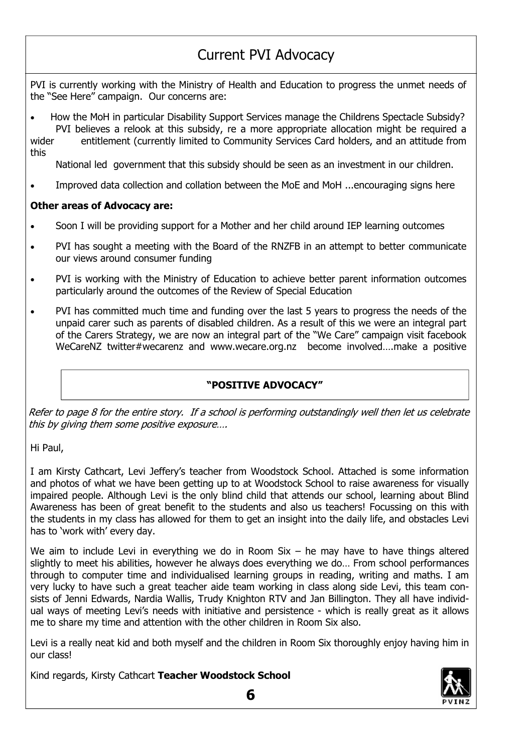# Current PVI Advocacy

PVI is currently working with the Ministry of Health and Education to progress the unmet needs of the "See Here" campaign. Our concerns are:

- How the MoH in particular Disability Support Services manage the Childrens Spectacle Subsidy? PVI believes a relook at this subsidy, re a more appropriate allocation might be required a wider entitlement (currently limited to Community Services Card holders, and an attitude from this National led government that this subsidy should be seen as an investment in our children.
- Improved data collection and collation between the MoE and MoH ...encouraging signs here

**Other areas of Advocacy are:**

- Soon I will be providing support for a Mother and her child around IEP learning outcomes
- PVI has sought a meeting with the Board of the RNZFB in an attempt to better communicate our views around consumer funding
- PVI is working with the Ministry of Education to achieve better parent information outcomes particularly around the outcomes of the Review of Special Education
- PVI has committed much time and funding over the last 5 years to progress the needs of the unpaid carer such as parents of disabled children. As a result of this we were an integral part of the Carers Strategy, we are now an integral part of the "We Care" campaign visit facebook WeCareNZ twitter#wecarenz and www.wecare.org.nz become involved….make a positive

## "POSITIVE ADVOCACY"

*Refer to page 8 for the entire story. If a school is performing outstandingly well then let us celebrate this by giving them some positive exposure….*

Hi Paul,

I am Kirsty Cathcart, Levi Jeffery's teacher from Woodstock School. Attached is some information and photos of what we have been getting up to at Woodstock School to raise awareness for visually impaired people. Although Levi is the only blind child that attends our school, learning about Blind Awareness has been of great benefit to the students and also us teachers! Focussing on this with the students in my class has allowed for them to get an insight into the daily life, and obstacles Levi has to 'work with' every day.

We aim to include Levi in everything we do in Room Six – he may have to have things altered slightly to meet his abilities, however he always does everything we do… From school performances through to computer time and individualised learning groups in reading, writing and maths. I am very lucky to have such a great teacher aide team working in class along side Levi, this team consists of Jenni Edwards, Nardia Wallis, Trudy Knighton RTV and Jan Billington. They all have individual ways of meeting Levi's needs with initiative and persistence - which is really great as it allows me to share my time and attention with the other children in Room Six also.

Levi is a really neat kid and both myself and the children in Room Six thoroughly enjoy having him in our class!

Kind regards, Kirsty Cathcart **Teacher Woodstock School**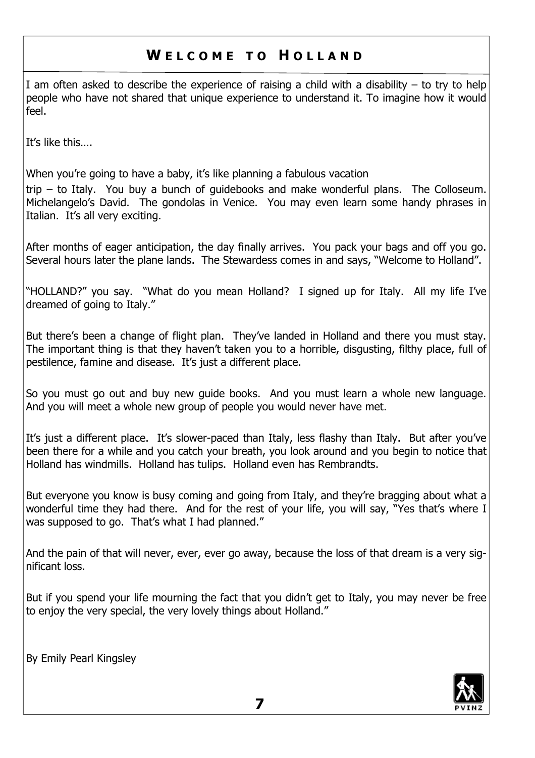# Welcome to Holland

I am often asked to describe the experience of raising a child with a disability – to try to help people who have not shared that unique experience to understand it. To imagine how it would feel.

It's like this….

When you're going to have a baby, it's like planning a fabulous vacation trip – to Italy. You buy a bunch of guidebooks and make wonderful plans. The Colloseum. Michelangelo's David. The gondolas in Venice. You may even learn some handy phrases in Italian. It's all very exciting.

After months of eager anticipation, the day finally arrives. You pack your bags and off you go. Several hours later the plane lands. The Stewardess comes in and says, "Welcome to Holland".

"HOLLAND?" you say. "What do you mean Holland? I signed up for Italy. All my life I've dreamed of going to Italy."

But there's been a change of flight plan. They've landed in Holland and there you must stay. The important thing is that they haven't taken you to a horrible, disgusting, filthy place, full of pestilence, famine and disease. It's just a different place.

So you must go out and buy new guide books. And you must learn a whole new language. And you will meet a whole new group of people you would never have met.

It's just a different place. It's slower-paced than Italy, less flashy than Italy. But after you've been there for a while and you catch your breath, you look around and you begin to notice that Holland has windmills. Holland has tulips. Holland even has Rembrandts.

But everyone you know is busy coming and going from Italy, and they're bragging about what a wonderful time they had there. And for the rest of your life, you will say, "Yes that's where I was supposed to go. That's what I had planned."

And the pain of that will never, ever, ever go away, because the loss of that dream is a very significant loss.

But if you spend your life mourning the fact that you didn't get to Italy, you may never be free to enjoy the very special, the very lovely things about Holland."

By Emily Pearl Kingsley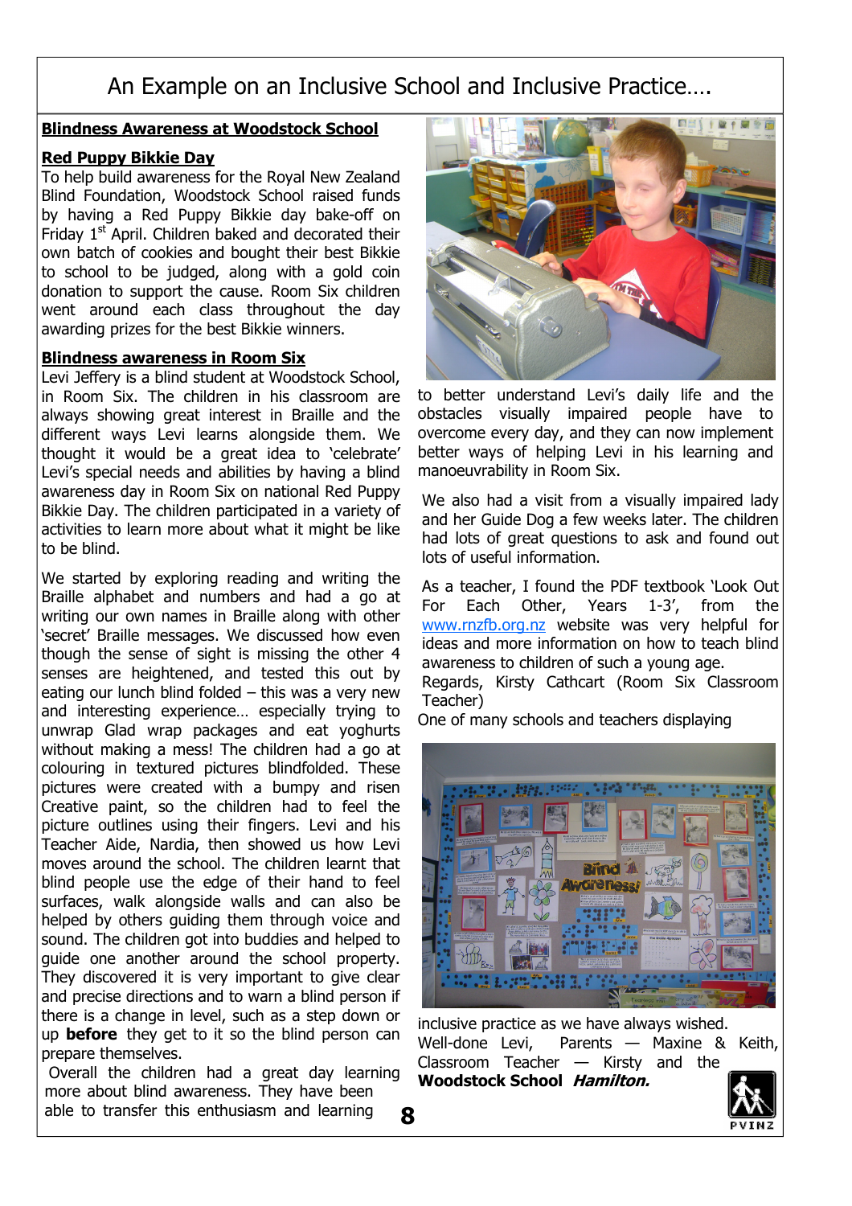# An Example on an Inclusive School and Inclusive Practice….

## Blindness Awareness at Woodstock School

### Red Puppy Bikkie Day

To help build awareness for the Royal New Zealand Blind Foundation, Woodstock School raised funds by having a Red Puppy Bikkie day bake-off on Friday 1st April. Children baked and decorated their own batch of cookies and bought their best Bikkie to school to be judged, along with a gold coin donation to support the cause. Room Six children went around each class throughout the day awarding prizes for the best Bikkie winners.

### Blindness awareness in Room Six

Levi Jeffery is a blind student at Woodstock School, in Room Six. The children in his classroom are always showing great interest in Braille and the different ways Levi learns alongside them. We thought it would be a great idea to 'celebrate' Levi's special needs and abilities by having a blind awareness day in Room Six on national Red Puppy Bikkie Day. The children participated in a variety of activities to learn more about what it might be like to be blind.

We started by exploring reading and writing the Braille alphabet and numbers and had a go at writing our own names in Braille along with other 'secret' Braille messages. We discussed how even though the sense of sight is missing the other 4 senses are heightened, and tested this out by eating our lunch blind folded – this was a very new and interesting experience… especially trying to unwrap Glad wrap packages and eat yoghurts without making a mess! The children had a go at colouring in textured pictures blindfolded. These pictures were created with a bumpy and risen Creative paint, so the children had to feel the picture outlines using their fingers. Levi and his Teacher Aide, Nardia, then showed us how Levi moves around the school. The children learnt that blind people use the edge of their hand to feel surfaces, walk alongside walls and can also be helped by others guiding them through voice and sound. The children got into buddies and helped to guide one another around the school property. They discovered it is very important to give clear and precise directions and to warn a blind person if there is a change in level, such as a step down or up **before** they get to it so the blind person can prepare themselves.

Overall the children had a great day learning more about blind awareness. They have been able to transfer this enthusiasm and learning to better understand Levi's daily life and the obstacles visually impaired people have to overcome every day, and they can now implement better ways of helping Levi in his learning and manoeuvrability in Room Six.

We also had a visit from a visually impaired lady and her Guide Dog a few weeks later. The children had lots of great questions to ask and found out lots of useful information.

As a teacher, I found the PDF textbook 'Look Out For Each Other, Years 1-3', from the www.rnzfb.org.nz website was very helpful for ideas and more information on how to teach blind awareness to children of such a young age.

Regards, Kirsty Cathcart (Room Six Classroom Teacher)

One of many schools and teachers displaying inclusive practice as we have always wished.

Well-done Levi, Parents — Maxine & Keith, Classroom Teacher — Kirsty and the **Woodstock School *Hamilton.***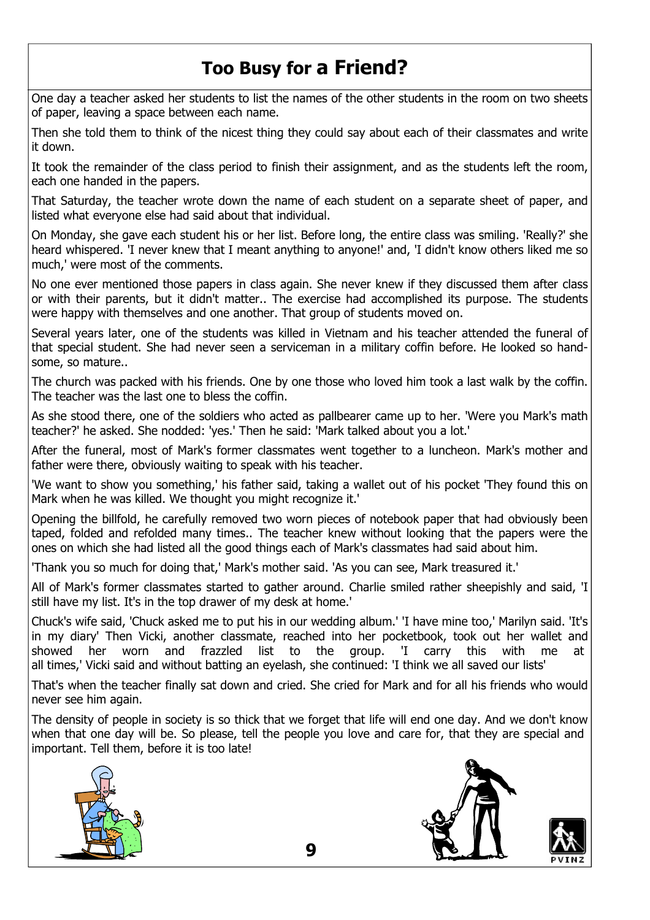# Too Busy for a Friend?

One day a teacher asked her students to list the names of the other students in the room on two sheets of paper, leaving a space between each name.

Then she told them to think of the nicest thing they could say about each of their classmates and write it down.

It took the remainder of the class period to finish their assignment, and as the students left the room, each one handed in the papers.

That Saturday, the teacher wrote down the name of each student on a separate sheet of paper, and listed what everyone else had said about that individual.

On Monday, she gave each student his or her list. Before long, the entire class was smiling. 'Really?' she heard whispered. 'I never knew that I meant anything to anyone!' and, 'I didn't know others liked me so much,' were most of the comments.

No one ever mentioned those papers in class again. She never knew if they discussed them after class or with their parents, but it didn't matter.. The exercise had accomplished its purpose. The students were happy with themselves and one another. That group of students moved on.

Several years later, one of the students was killed in Vietnam and his teacher attended the funeral of that special student. She had never seen a serviceman in a military coffin before. He looked so handsome, so mature..

The church was packed with his friends. One by one those who loved him took a last walk by the coffin. The teacher was the last one to bless the coffin.

As she stood there, one of the soldiers who acted as pallbearer came up to her. 'Were you Mark's math teacher?' he asked. She nodded: 'yes.' Then he said: 'Mark talked about you a lot.'

After the funeral, most of Mark's former classmates went together to a luncheon. Mark's mother and father were there, obviously waiting to speak with his teacher.

'We want to show you something,' his father said, taking a wallet out of his pocket 'They found this on Mark when he was killed. We thought you might recognize it.'

Opening the billfold, he carefully removed two worn pieces of notebook paper that had obviously been taped, folded and refolded many times.. The teacher knew without looking that the papers were the ones on which she had listed all the good things each of Mark's classmates had said about him.

'Thank you so much for doing that,' Mark's mother said. 'As you can see, Mark treasured it.'

All of Mark's former classmates started to gather around. Charlie smiled rather sheepishly and said, 'I still have my list. It's in the top drawer of my desk at home.'

Chuck's wife said, 'Chuck asked me to put his in our wedding album.' 'I have mine too,' Marilyn said. 'It's in my diary' Then Vicki, another classmate, reached into her pocketbook, took out her wallet and showed her worn and frazzled list to the group. 'I carry this with me at all times,' Vicki said and without batting an eyelash, she continued: 'I think we all saved our lists'

That's when the teacher finally sat down and cried. She cried for Mark and for all his friends who would never see him again.

The density of people in society is so thick that we forget that life will end one day. And we don't know when that one day will be. So please, tell the people you love and care for, that they are special and important. Tell them, before it is too late!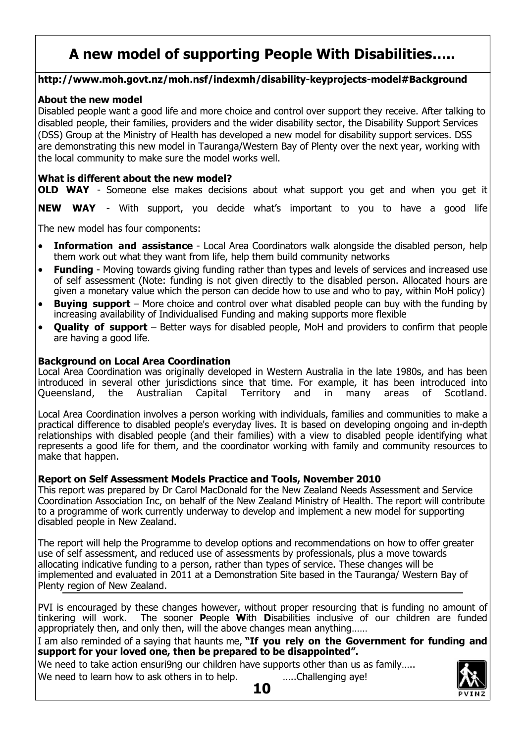# A new model of supporting People With Disabilities…..

**http://www.moh.govt.nz/moh.nsf/indexmh/disability-keyprojects-model#Background**

**About the new model**

Disabled people want a good life and more choice and control over support they receive. After talking to disabled people, their families, providers and the wider disability sector, the Disability Support Services (DSS) Group at the Ministry of Health has developed a new model for disability support services. DSS are demonstrating this new model in Tauranga/Western Bay of Plenty over the next year, working with the local community to make sure the model works well.

**What is different about the new model?**

**OLD WAY** - Someone else makes decisions about what support you get and when you get it

**NEW WAY** - With support, you decide what's important to you to have a good life

The new model has four components:

- **Information and assistance** - Local Area Coordinators walk alongside the disabled person, help them work out what they want from life, help them build community networks
- **Funding** - Moving towards giving funding rather than types and levels of services and increased use of self assessment (Note: funding is not given directly to the disabled person. Allocated hours are given a monetary value which the person can decide how to use and who to pay, within MoH policy)
- **Buying support** – More choice and control over what disabled people can buy with the funding by increasing availability of Individualised Funding and making supports more flexible
- **Quality of support** – Better ways for disabled people, MoH and providers to confirm that people are having a good life.

**Background on Local Area Coordination**

Local Area Coordination was originally developed in Western Australia in the late 1980s, and has been introduced in several other jurisdictions since that time. For example, it has been introduced into Queensland, the Australian Capital Territory and in many areas of Scotland.

Local Area Coordination involves a person working with individuals, families and communities to make a practical difference to disabled people's everyday lives. It is based on developing ongoing and in-depth relationships with disabled people (and their families) with a view to disabled people identifying what represents a good life for them, and the coordinator working with family and community resources to make that happen.

**Report on Self Assessment Models Practice and Tools, November 2010**

This report was prepared by Dr Carol MacDonald for the New Zealand Needs Assessment and Service Coordination Association Inc, on behalf of the New Zealand Ministry of Health. The report will contribute to a programme of work currently underway to develop and implement a new model for supporting disabled people in New Zealand.

The report will help the Programme to develop options and recommendations on how to offer greater use of self assessment, and reduced use of assessments by professionals, plus a move towards allocating indicative funding to a person, rather than types of service. These changes will be implemented and evaluated in 2011 at a Demonstration Site based in the Tauranga/ Western Bay of Plenty region of New Zealand.

---

PVI is encouraged by these changes however, without proper resourcing that is funding no amount of tinkering will work. The sooner **P**eople **W**ith **D**isabilities inclusive of our children are funded appropriately then, and only then, will the above changes mean anything……

I am also reminded of a saying that haunts me, **"If you rely on the Government for funding and support for your loved one, then be prepared to be disappointed".**

We need to take action ensuri9ng our children have supports other than us as family…..

We need to learn how to ask others in to help. …..Challenging aye!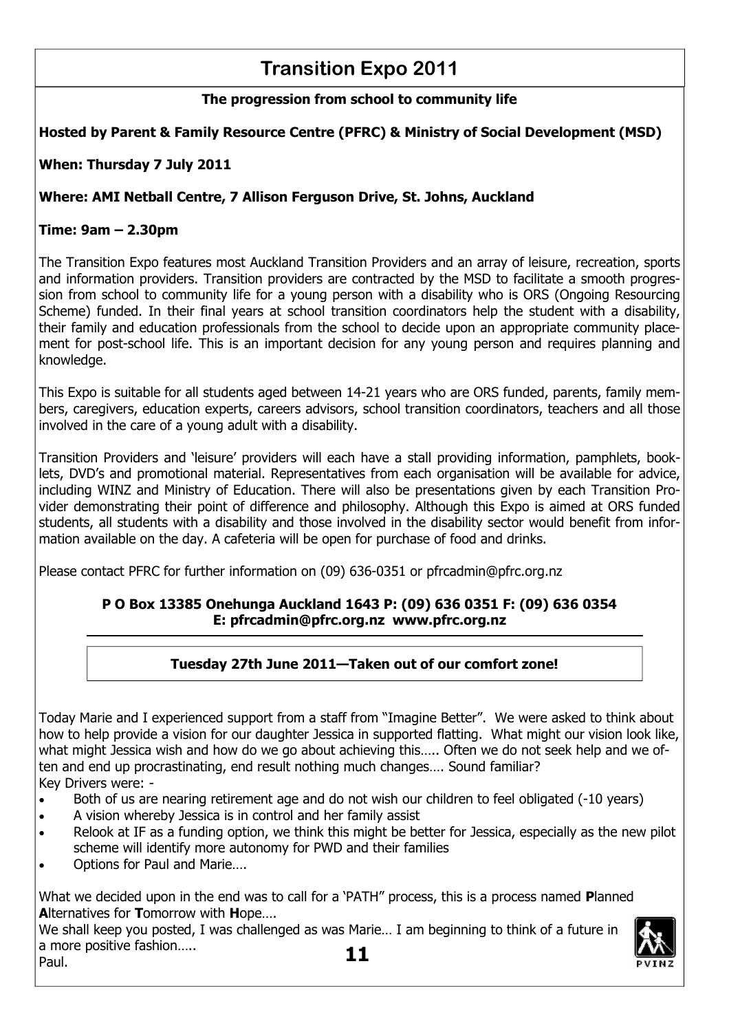# Transition Expo 2011

**The progression from school to community life**

**Hosted by Parent & Family Resource Centre (PFRC) & Ministry of Social Development (MSD)**

**When: Thursday 7 July 2011**

**Where: AMI Netball Centre, 7 Allison Ferguson Drive, St. Johns, Auckland**

**Time: 9am – 2.30pm**

The Transition Expo features most Auckland Transition Providers and an array of leisure, recreation, sports and information providers. Transition providers are contracted by the MSD to facilitate a smooth progression from school to community life for a young person with a disability who is ORS (Ongoing Resourcing Scheme) funded. In their final years at school transition coordinators help the student with a disability, their family and education professionals from the school to decide upon an appropriate community placement for post-school life. This is an important decision for any young person and requires planning and knowledge.

This Expo is suitable for all students aged between 14-21 years who are ORS funded, parents, family members, caregivers, education experts, careers advisors, school transition coordinators, teachers and all those involved in the care of a young adult with a disability.

Transition Providers and 'leisure' providers will each have a stall providing information, pamphlets, booklets, DVD's and promotional material. Representatives from each organisation will be available for advice, including WINZ and Ministry of Education. There will also be presentations given by each Transition Provider demonstrating their point of difference and philosophy. Although this Expo is aimed at ORS funded students, all students with a disability and those involved in the disability sector would benefit from information available on the day. A cafeteria will be open for purchase of food and drinks.

Please contact PFRC for further information on (09) 636-0351 or pfrcadmin@pfrc.org.nz

**P O Box 13385 Onehunga Auckland 1643 P: (09) 636 0351 F: (09) 636 0354**
**E: pfrcadmin@pfrc.org.nz www.pfrc.org.nz**

---

## Tuesday 27th June 2011—Taken out of our comfort zone!

Today Marie and I experienced support from a staff from "Imagine Better". We were asked to think about how to help provide a vision for our daughter Jessica in supported flatting. What might our vision look like, what might Jessica wish and how do we go about achieving this….. Often we do not seek help and we often and end up procrastinating, end result nothing much changes…. Sound familiar?

Key Drivers were: -

- Both of us are nearing retirement age and do not wish our children to feel obligated (-10 years)
- A vision whereby Jessica is in control and her family assist
- Relook at IF as a funding option, we think this might be better for Jessica, especially as the new pilot scheme will identify more autonomy for PWD and their families
- Options for Paul and Marie….

What we decided upon in the end was to call for a 'PATH" process, this is a process named **P**lanned **A**lternatives for **T**omorrow with **H**ope….

We shall keep you posted, I was challenged as was Marie… I am beginning to think of a future in a more positive fashion…..

Paul.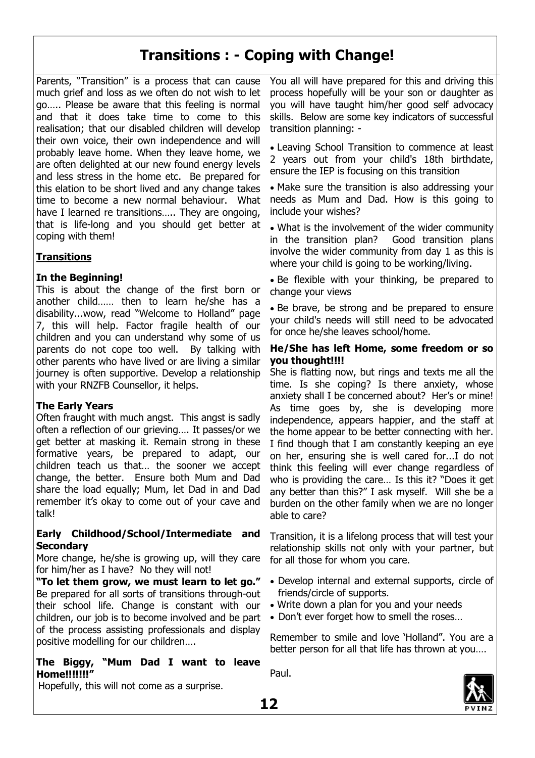# Transitions : - Coping with Change!

Parents, "Transition" is a process that can cause much grief and loss as we often do not wish to let go….. Please be aware that this feeling is normal and that it does take time to come to this realisation; that our disabled children will develop their own voice, their own independence and will probably leave home. When they leave home, we are often delighted at our new found energy levels and less stress in the home etc. Be prepared for this elation to be short lived and any change takes time to become a new normal behaviour. What have I learned re transitions….. They are ongoing, that is life-long and you should get better at coping with them!

## Transitions

### In the Beginning!

This is about the change of the first born or another child…… then to learn he/she has a disability...wow, read "Welcome to Holland" page 7, this will help. Factor fragile health of our children and you can understand why some of us parents do not cope too well. By talking with other parents who have lived or are living a similar journey is often supportive. Develop a relationship with your RNZFB Counsellor, it helps.

### The Early Years

Often fraught with much angst. This angst is sadly often a reflection of our grieving…. It passes/or we get better at masking it. Remain strong in these formative years, be prepared to adapt, our children teach us that… the sooner we accept change, the better. Ensure both Mum and Dad share the load equally; Mum, let Dad in and Dad remember it's okay to come out of your cave and talk!

### Early Childhood/School/Intermediate and Secondary

More change, he/she is growing up, will they care for him/her as I have? No they will not!

**"To let them grow, we must learn to let go."** Be prepared for all sorts of transitions through-out their school life. Change is constant with our children, our job is to become involved and be part of the process assisting professionals and display positive modelling for our children….

### The Biggy, "Mum Dad I want to leave Home!!!!!!"

Hopefully, this will not come as a surprise. You all will have prepared for this and driving this process hopefully will be your son or daughter as you will have taught him/her good self advocacy skills. Below are some key indicators of successful transition planning: -

- Leaving School Transition to commence at least 2 years out from your child's 18th birthdate, ensure the IEP is focusing on this transition
- Make sure the transition is also addressing your needs as Mum and Dad. How is this going to include your wishes?
- What is the involvement of the wider community in the transition plan? Good transition plans involve the wider community from day 1 as this is where your child is going to be working/living.
- Be flexible with your thinking, be prepared to change your views
- Be brave, be strong and be prepared to ensure your child's needs will still need to be advocated for once he/she leaves school/home.

### He/She has left Home, some freedom or so you thought!!!!

She is flatting now, but rings and texts me all the time. Is she coping? Is there anxiety, whose anxiety shall I be concerned about? Her's or mine! As time goes by, she is developing more independence, appears happier, and the staff at the home appear to be better connecting with her. I find though that I am constantly keeping an eye on her, ensuring she is well cared for...I do not think this feeling will ever change regardless of who is providing the care… Is this it? "Does it get any better than this?" I ask myself. Will she be a burden on the other family when we are no longer able to care?

Transition, it is a lifelong process that will test your relationship skills not only with your partner, but for all those for whom you care.

- Develop internal and external supports, circle of friends/circle of supports.
- Write down a plan for you and your needs
- Don't ever forget how to smell the roses…

Remember to smile and love 'Holland". You are a better person for all that life has thrown at you….

Paul.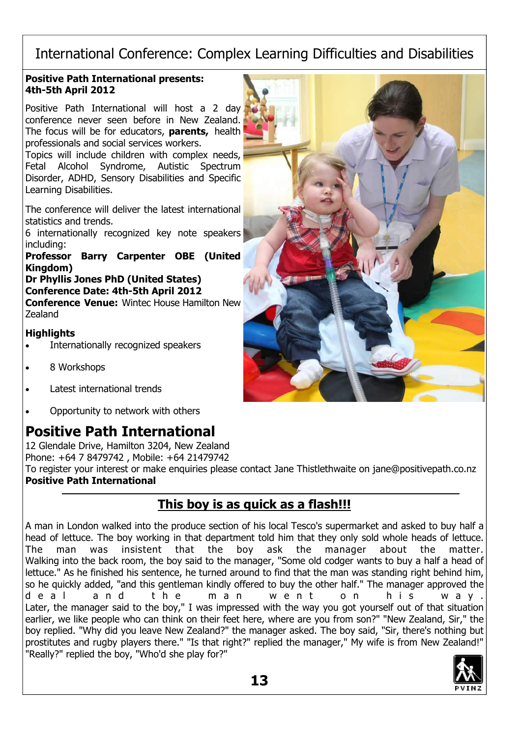# International Conference: Complex Learning Difficulties and Disabilities

**Positive Path International presents:**
**4th-5th April 2012**

Positive Path International will host a 2 day conference never seen before in New Zealand. The focus will be for educators, **parents,** health professionals and social services workers.
Topics will include children with complex needs, Fetal Alcohol Syndrome, Autistic Spectrum Disorder, ADHD, Sensory Disabilities and Specific Learning Disabilities.

The conference will deliver the latest international statistics and trends.
6 internationally recognized key note speakers including:
**Professor Barry Carpenter OBE (United Kingdom)**
**Dr Phyllis Jones PhD (United States)**
**Conference Date: 4th-5th April 2012**
**Conference Venue:** Wintec House Hamilton New Zealand

**Highlights**

- Internationally recognized speakers
- 8 Workshops
- Latest international trends
- Opportunity to network with others

## Positive Path International

12 Glendale Drive, Hamilton 3204, New Zealand
Phone: +64 7 8479742 , Mobile: +64 21479742
To register your interest or make enquiries please contact Jane Thistlethwaite on jane@positivepath.co.nz
**Positive Path International**

---

## This boy is as quick as a flash!!!

A man in London walked into the produce section of his local Tesco's supermarket and asked to buy half a head of lettuce. The boy working in that department told him that they only sold whole heads of lettuce. The man was insistent that the boy ask the manager about the matter. Walking into the back room, the boy said to the manager, "Some old codger wants to buy a half a head of lettuce." As he finished his sentence, he turned around to find that the man was standing right behind him, so he quickly added, "and this gentleman kindly offered to buy the other half." The manager approved the deal and the man went on his way.
Later, the manager said to the boy," I was impressed with the way you got yourself out of that situation earlier, we like people who can think on their feet here, where are you from son?" "New Zealand, Sir," the boy replied. "Why did you leave New Zealand?" the manager asked. The boy said, "Sir, there's nothing but prostitutes and rugby players there." "Is that right?" replied the manager," My wife is from New Zealand!" "Really?" replied the boy, "Who'd she play for?"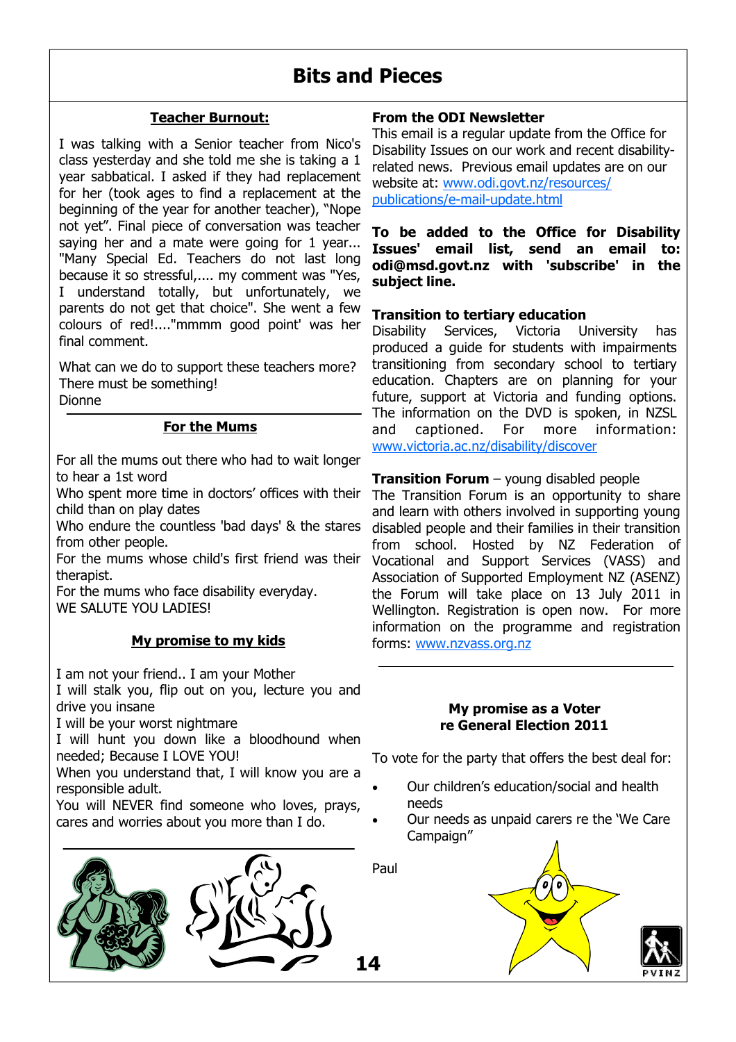# Bits and Pieces

## Teacher Burnout:

I was talking with a Senior teacher from Nico's class yesterday and she told me she is taking a 1 year sabbatical. I asked if they had replacement for her (took ages to find a replacement at the beginning of the year for another teacher), "Nope not yet". Final piece of conversation was teacher saying her and a mate were going for 1 year... "Many Special Ed. Teachers do not last long because it so stressful,.... my comment was "Yes, I understand totally, but unfortunately, we parents do not get that choice". She went a few colours of red!...."mmmm good point' was her final comment.

What can we do to support these teachers more? There must be something!
Dionne

## For the Mums

For all the mums out there who had to wait longer to hear a 1st word
Who spent more time in doctors' offices with their child than on play dates
Who endure the countless 'bad days' & the stares from other people.
For the mums whose child's first friend was their therapist.
For the mums who face disability everyday.
WE SALUTE YOU LADIES!

## My promise to my kids

I am not your friend.. I am your Mother
I will stalk you, flip out on you, lecture you and drive you insane
I will be your worst nightmare
I will hunt you down like a bloodhound when needed; Because I LOVE YOU!
When you understand that, I will know you are a responsible adult.
You will NEVER find someone who loves, prays, cares and worries about you more than I do.

**From the ODI Newsletter**
This email is a regular update from the Office for Disability Issues on our work and recent disability-related news. Previous email updates are on our website at: www.odi.govt.nz/resources/publications/e-mail-update.html

**To be added to the Office for Disability Issues' email list, send an email to: odi@msd.govt.nz with 'subscribe' in the subject line.**

**Transition to tertiary education**
Disability Services, Victoria University has produced a guide for students with impairments transitioning from secondary school to tertiary education. Chapters are on planning for your future, support at Victoria and funding options. The information on the DVD is spoken, in NZSL and captioned. For more information: www.victoria.ac.nz/disability/discover

**Transition Forum** – young disabled people
The Transition Forum is an opportunity to share and learn with others involved in supporting young disabled people and their families in their transition from school. Hosted by NZ Federation of Vocational and Support Services (VASS) and Association of Supported Employment NZ (ASENZ) the Forum will take place on 13 July 2011 in Wellington. Registration is open now. For more information on the programme and registration forms: www.nzvass.org.nz

**My promise as a Voter**
**re General Election 2011**

To vote for the party that offers the best deal for:

- Our children's education/social and health needs
- Our needs as unpaid carers re the 'We Care Campaign"

Paul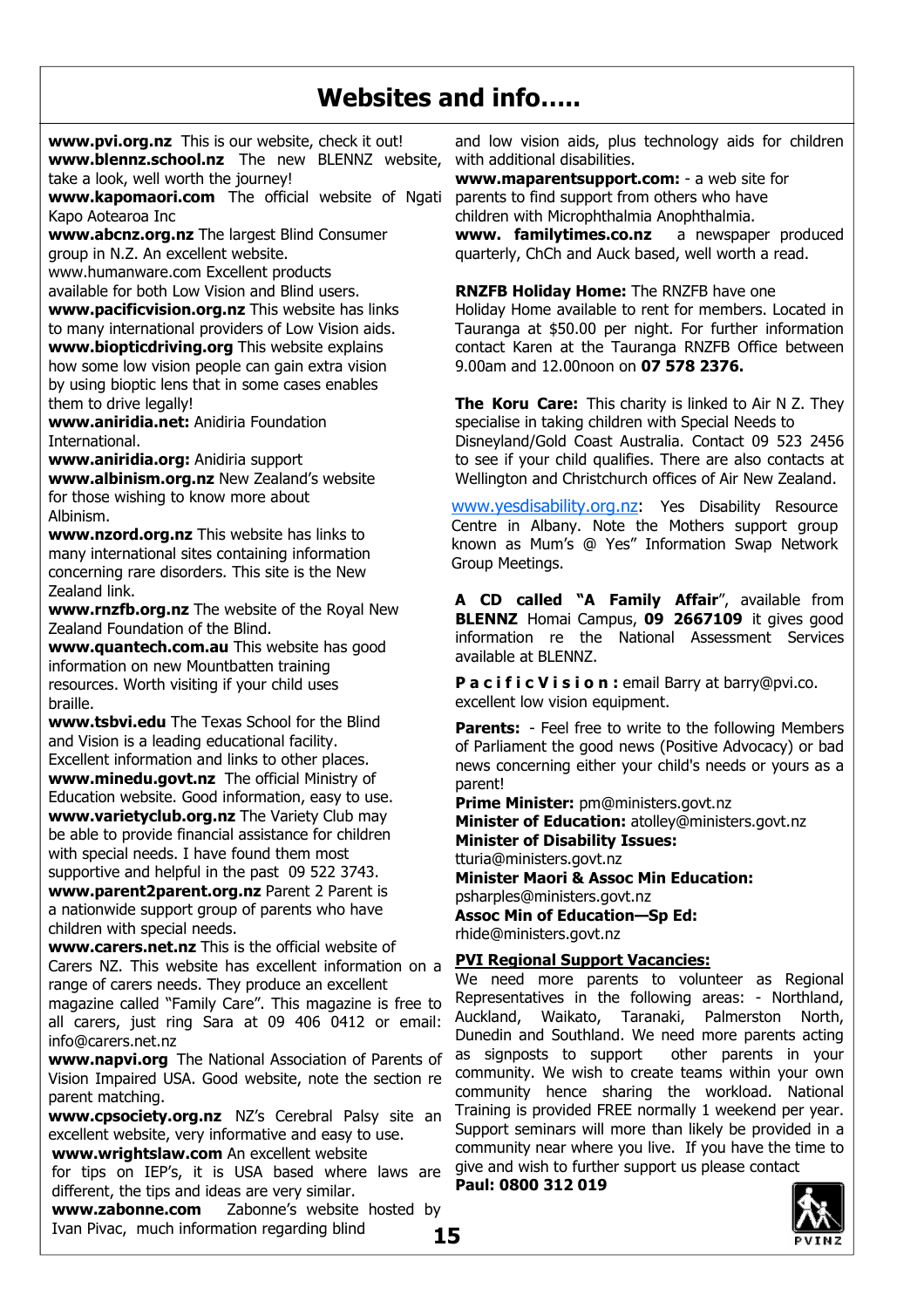# Websites and info…..

**www.pvi.org.nz** This is our website, check it out!

**www.blennz.school.nz** The new BLENNZ website, take a look, well worth the journey!

**www.kapomaori.com** The official website of Ngati Kapo Aotearoa Inc

**www.abcnz.org.nz** The largest Blind Consumer group in N.Z. An excellent website.

www.humanware.com Excellent products available for both Low Vision and Blind users.

**www.pacificvision.org.nz** This website has links to many international providers of Low Vision aids.

**www.biopticdriving.org** This website explains how some low vision people can gain extra vision by using bioptic lens that in some cases enables them to drive legally!

**www.aniridia.net:** Anidiria Foundation International.

**www.aniridia.org:** Anidiria support

**www.albinism.org.nz** New Zealand's website for those wishing to know more about Albinism.

**www.nzord.org.nz** This website has links to many international sites containing information concerning rare disorders. This site is the New Zealand link.

**www.rnzfb.org.nz** The website of the Royal New Zealand Foundation of the Blind.

**www.quantech.com.au** This website has good information on new Mountbatten training resources. Worth visiting if your child uses braille.

**www.tsbvi.edu** The Texas School for the Blind and Vision is a leading educational facility. Excellent information and links to other places.

**www.minedu.govt.nz** The official Ministry of Education website. Good information, easy to use.

**www.varietyclub.org.nz** The Variety Club may be able to provide financial assistance for children with special needs. I have found them most supportive and helpful in the past 09 522 3743.

**www.parent2parent.org.nz** Parent 2 Parent is a nationwide support group of parents who have children with special needs.

**www.carers.net.nz** This is the official website of Carers NZ. This website has excellent information on a range of carers needs. They produce an excellent magazine called "Family Care". This magazine is free to all carers, just ring Sara at 09 406 0412 or email: info@carers.net.nz

**www.napvi.org** The National Association of Parents of Vision Impaired USA. Good website, note the section re parent matching.

**www.cpsociety.org.nz** NZ's Cerebral Palsy site an excellent website, very informative and easy to use.

**www.wrightslaw.com** An excellent website for tips on IEP's, it is USA based where laws are different, the tips and ideas are very similar.

**www.zabonne.com** Zabonne's website hosted by Ivan Pivac, much information regarding blind and low vision aids, plus technology aids for children with additional disabilities.

**www.maparentsupport.com:** - a web site for parents to find support from others who have children with Microphthalmia Anophthalmia.

**www. familytimes.co.nz** a newspaper produced quarterly, ChCh and Auck based, well worth a read.

**RNZFB Holiday Home:** The RNZFB have one Holiday Home available to rent for members. Located in Tauranga at $50.00 per night. For further information contact Karen at the Tauranga RNZFB Office between 9.00am and 12.00noon on **07 578 2376.**

**The Koru Care:** This charity is linked to Air N Z. They specialise in taking children with Special Needs to Disneyland/Gold Coast Australia. Contact 09 523 2456 to see if your child qualifies. There are also contacts at Wellington and Christchurch offices of Air New Zealand.

www.yesdisability.org.nz: Yes Disability Resource Centre in Albany. Note the Mothers support group known as Mum's @ Yes" Information Swap Network Group Meetings.

**A CD called "A Family Affair**", available from **BLENNZ** Homai Campus, **09 2667109** it gives good information re the National Assessment Services available at BLENNZ.

**P a c i f i c V i s i o n :** email Barry at barry@pvi.co. excellent low vision equipment.

**Parents:** - Feel free to write to the following Members of Parliament the good news (Positive Advocacy) or bad news concerning either your child's needs or yours as a parent!

**Prime Minister:** pm@ministers.govt.nz
**Minister of Education:** atolley@ministers.govt.nz
**Minister of Disability Issues:** tturia@ministers.govt.nz
**Minister Maori & Assoc Min Education:** psharples@ministers.govt.nz
**Assoc Min of Education—Sp Ed:** rhide@ministers.govt.nz

**PVI Regional Support Vacancies:**

We need more parents to volunteer as Regional Representatives in the following areas: - Northland, Auckland, Waikato, Taranaki, Palmerston North, Dunedin and Southland. We need more parents acting as signposts to support other parents in your community. We wish to create teams within your own community hence sharing the workload. National Training is provided FREE normally 1 weekend per year. Support seminars will more than likely be provided in a community near where you live. If you have the time to give and wish to further support us please contact **Paul: 0800 312 019**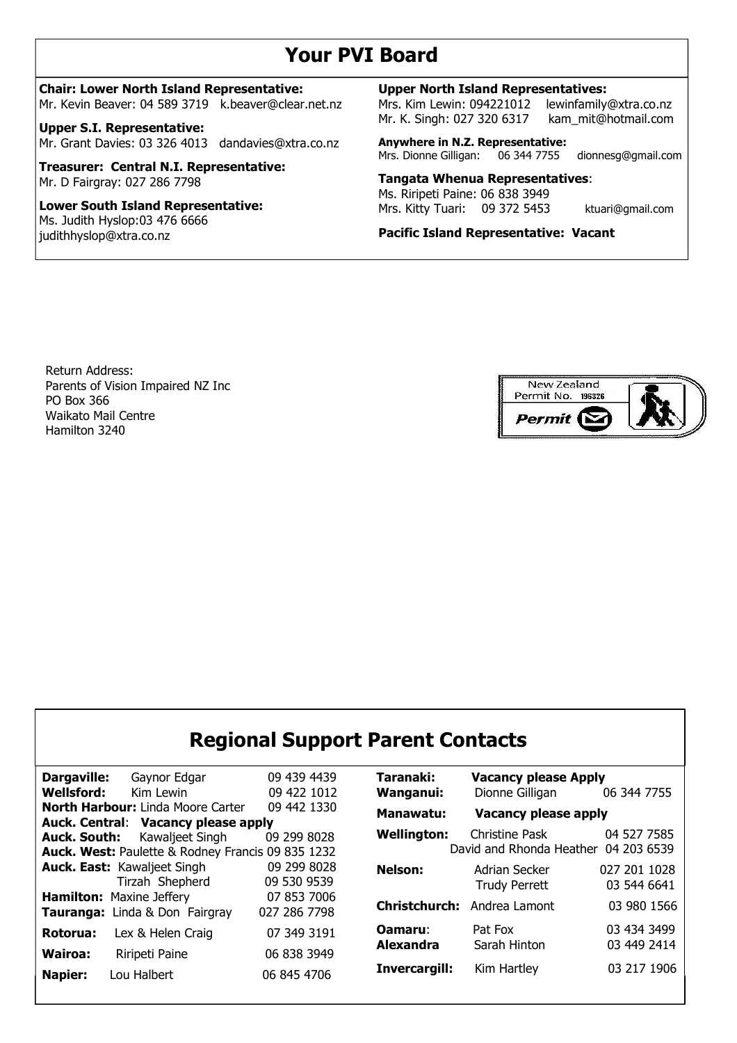## Your PVI Board

**Chair: Lower North Island Representative:**
Mr. Kevin Beaver: 04 589 3719 k.beaver@clear.net.nz

**Upper S.I. Representative:**
Mr. Grant Davies: 03 326 4013 dandavies@xtra.co.nz

**Treasurer: Central N.I. Representative:**
Mr. D Fairgray: 027 286 7798

**Lower South Island Representative:**
Ms. Judith Hyslop:03 476 6666
judithhyslop@xtra.co.nz

**Upper North Island Representatives:**
Mrs. Kim Lewin: 094221012 lewinfamily@xtra.co.nz
Mr. K. Singh: 027 320 6317 kam_mit@hotmail.com

**Anywhere in N.Z. Representative:**
Mrs. Dionne Gilligan: 06 344 7755 dionnesg@gmail.com

**Tangata Whenua Representatives**:
Ms. Riripeti Paine: 06 838 3949
Mrs. Kitty Tuari: 09 372 5453 ktuari@gmail.com

**Pacific Island Representative: Vacant**

Return Address:
Parents of Vision Impaired NZ Inc
PO Box 366
Waikato Mail Centre
Hamilton 3240

New Zealand
Permit No. 196326
Permit

## Regional Support Parent Contacts

| | | |
|---|---|---|
| **Dargaville:** | Gaynor Edgar | 09 439 4439 |
| **Wellsford:** | Kim Lewin | 09 422 1012 |
| **North Harbour:** | Linda Moore Carter | 09 442 1330 |
| **Auck. Central**: | **Vacancy please apply** | |
| **Auck. South:** | Kawaljeet Singh | 09 299 8028 |
| **Auck. West:** | Paulette & Rodney Francis | 09 835 1232 |
| **Auck. East:** | Kawaljeet Singh | 09 299 8028 |
| | Tirzah Shepherd | 09 530 9539 |
| **Hamilton:** | Maxine Jeffery | 07 853 7006 |
| **Tauranga:** | Linda & Don Fairgray | 027 286 7798 |
| **Rotorua:** | Lex & Helen Craig | 07 349 3191 |
| **Wairoa:** | Riripeti Paine | 06 838 3949 |
| **Napier:** | Lou Halbert | 06 845 4706 |
| **Taranaki:** | **Vacancy please Apply** | |
| **Wanganui:** | Dionne Gilligan | 06 344 7755 |
| **Manawatu:** | **Vacancy please apply** | |
| **Wellington:** | Christine Pask | 04 527 7585 |
| | David and Rhonda Heather | 04 203 6539 |
| **Nelson:** | Adrian Secker | 027 201 1028 |
| | Trudy Perrett | 03 544 6641 |
| **Christchurch:** | Andrea Lamont | 03 980 1566 |
| **Oamaru**: | Pat Fox | 03 434 3499 |
| **Alexandra** | Sarah Hinton | 03 449 2414 |
| **Invercargill:** | Kim Hartley | 03 217 1906 |